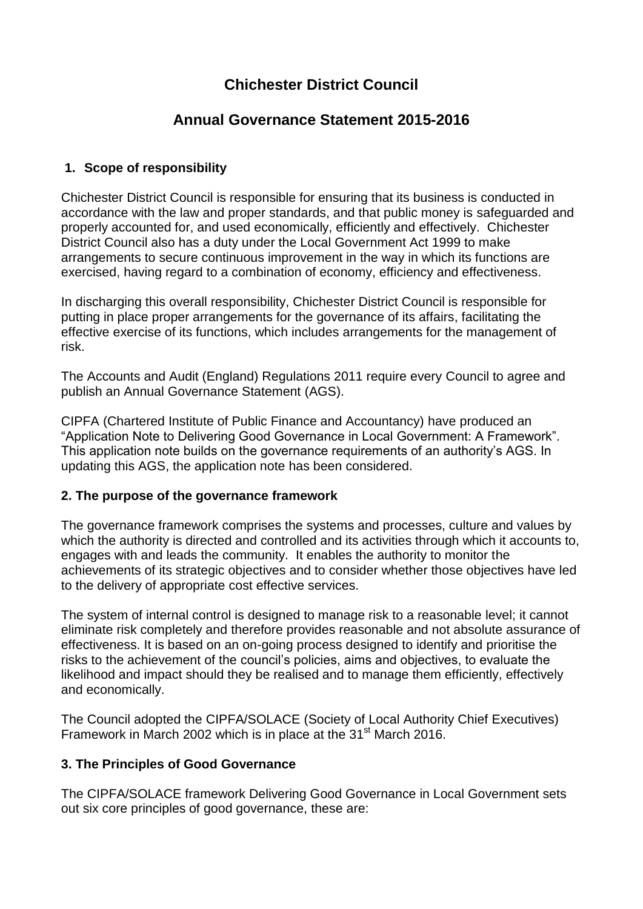# Chichester District Council

# Annual Governance Statement 2015-2016

## 1. Scope of responsibility

Chichester District Council is responsible for ensuring that its business is conducted in accordance with the law and proper standards, and that public money is safeguarded and properly accounted for, and used economically, efficiently and effectively. Chichester District Council also has a duty under the Local Government Act 1999 to make arrangements to secure continuous improvement in the way in which its functions are exercised, having regard to a combination of economy, efficiency and effectiveness.

In discharging this overall responsibility, Chichester District Council is responsible for putting in place proper arrangements for the governance of its affairs, facilitating the effective exercise of its functions, which includes arrangements for the management of risk.

The Accounts and Audit (England) Regulations 2011 require every Council to agree and publish an Annual Governance Statement (AGS).

CIPFA (Chartered Institute of Public Finance and Accountancy) have produced an "Application Note to Delivering Good Governance in Local Government: A Framework". This application note builds on the governance requirements of an authority's AGS. In updating this AGS, the application note has been considered.

## 2. The purpose of the governance framework

The governance framework comprises the systems and processes, culture and values by which the authority is directed and controlled and its activities through which it accounts to, engages with and leads the community. It enables the authority to monitor the achievements of its strategic objectives and to consider whether those objectives have led to the delivery of appropriate cost effective services.

The system of internal control is designed to manage risk to a reasonable level; it cannot eliminate risk completely and therefore provides reasonable and not absolute assurance of effectiveness. It is based on an on-going process designed to identify and prioritise the risks to the achievement of the council's policies, aims and objectives, to evaluate the likelihood and impact should they be realised and to manage them efficiently, effectively and economically.

The Council adopted the CIPFA/SOLACE (Society of Local Authority Chief Executives) Framework in March 2002 which is in place at the 31st March 2016.

## 3. The Principles of Good Governance

The CIPFA/SOLACE framework Delivering Good Governance in Local Government sets out six core principles of good governance, these are: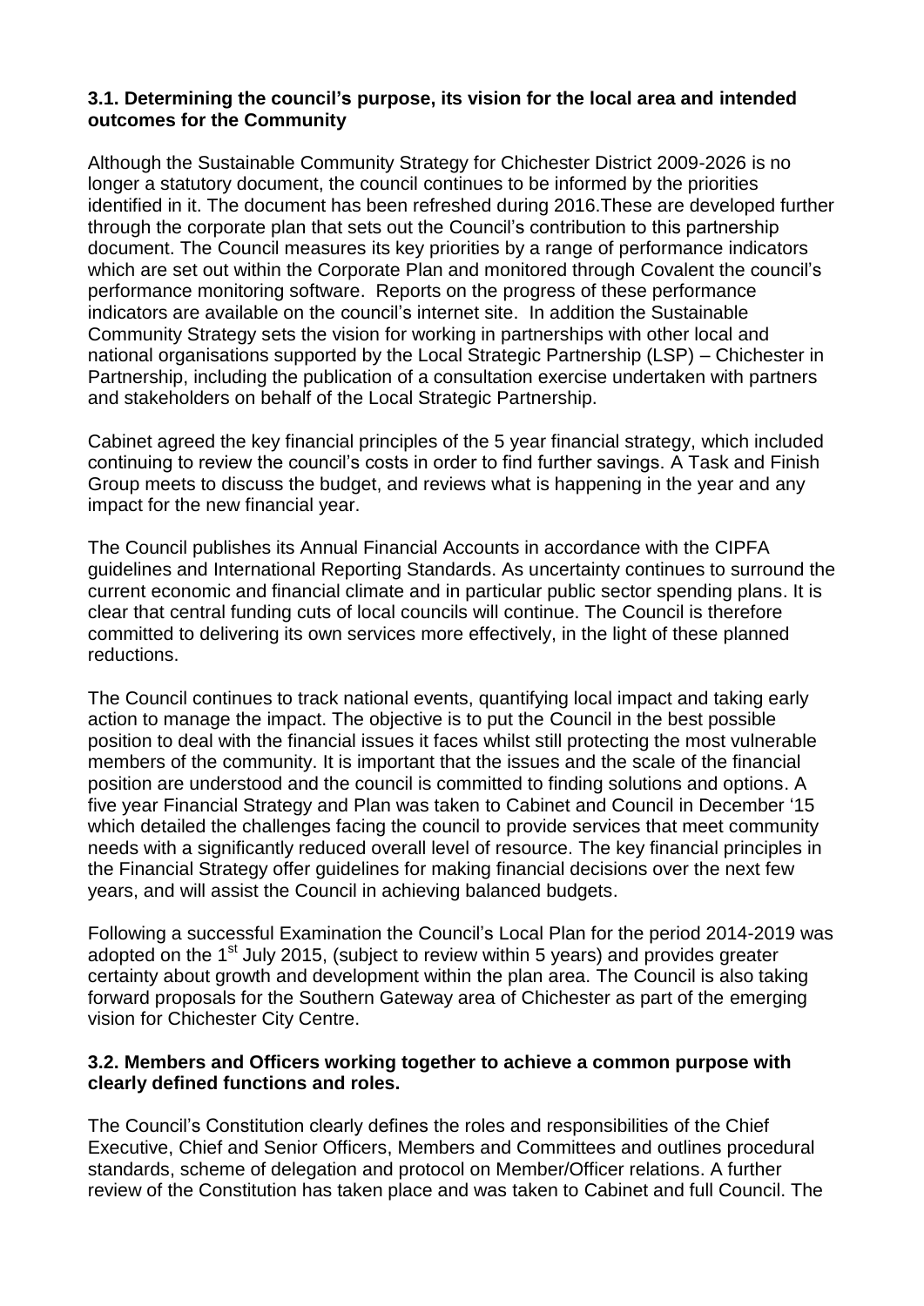### 3.1. Determining the council's purpose, its vision for the local area and intended outcomes for the Community

Although the Sustainable Community Strategy for Chichester District 2009-2026 is no longer a statutory document, the council continues to be informed by the priorities identified in it. The document has been refreshed during 2016.These are developed further through the corporate plan that sets out the Council's contribution to this partnership document. The Council measures its key priorities by a range of performance indicators which are set out within the Corporate Plan and monitored through Covalent the council's performance monitoring software. Reports on the progress of these performance indicators are available on the council's internet site. In addition the Sustainable Community Strategy sets the vision for working in partnerships with other local and national organisations supported by the Local Strategic Partnership (LSP) – Chichester in Partnership, including the publication of a consultation exercise undertaken with partners and stakeholders on behalf of the Local Strategic Partnership.

Cabinet agreed the key financial principles of the 5 year financial strategy, which included continuing to review the council's costs in order to find further savings. A Task and Finish Group meets to discuss the budget, and reviews what is happening in the year and any impact for the new financial year.

The Council publishes its Annual Financial Accounts in accordance with the CIPFA guidelines and International Reporting Standards. As uncertainty continues to surround the current economic and financial climate and in particular public sector spending plans. It is clear that central funding cuts of local councils will continue. The Council is therefore committed to delivering its own services more effectively, in the light of these planned reductions.

The Council continues to track national events, quantifying local impact and taking early action to manage the impact. The objective is to put the Council in the best possible position to deal with the financial issues it faces whilst still protecting the most vulnerable members of the community. It is important that the issues and the scale of the financial position are understood and the council is committed to finding solutions and options. A five year Financial Strategy and Plan was taken to Cabinet and Council in December '15 which detailed the challenges facing the council to provide services that meet community needs with a significantly reduced overall level of resource. The key financial principles in the Financial Strategy offer guidelines for making financial decisions over the next few years, and will assist the Council in achieving balanced budgets.

Following a successful Examination the Council's Local Plan for the period 2014-2019 was adopted on the 1st July 2015, (subject to review within 5 years) and provides greater certainty about growth and development within the plan area. The Council is also taking forward proposals for the Southern Gateway area of Chichester as part of the emerging vision for Chichester City Centre.

### 3.2. Members and Officers working together to achieve a common purpose with clearly defined functions and roles.

The Council's Constitution clearly defines the roles and responsibilities of the Chief Executive, Chief and Senior Officers, Members and Committees and outlines procedural standards, scheme of delegation and protocol on Member/Officer relations. A further review of the Constitution has taken place and was taken to Cabinet and full Council. The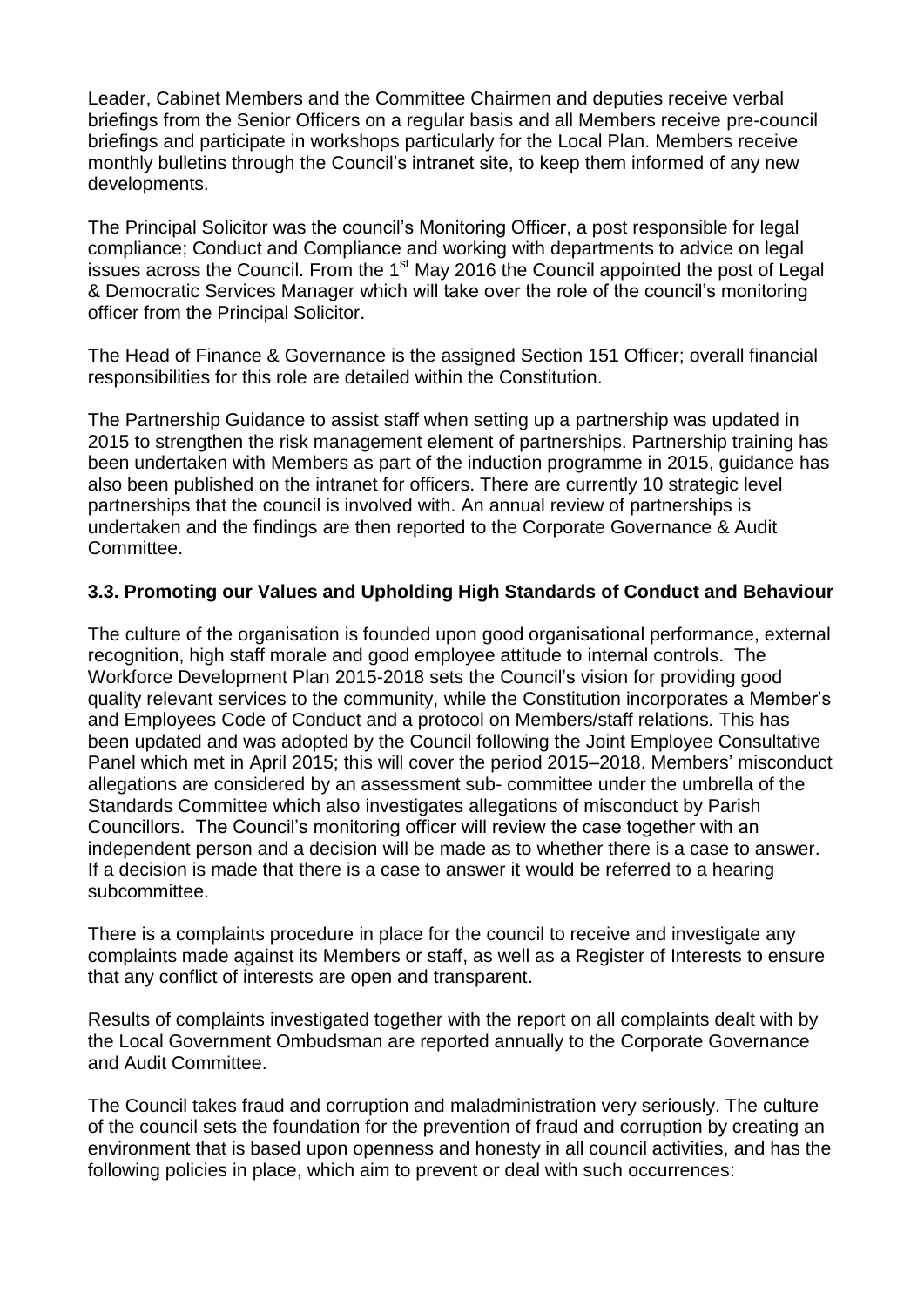Leader, Cabinet Members and the Committee Chairmen and deputies receive verbal briefings from the Senior Officers on a regular basis and all Members receive pre-council briefings and participate in workshops particularly for the Local Plan. Members receive monthly bulletins through the Council's intranet site, to keep them informed of any new developments.

The Principal Solicitor was the council's Monitoring Officer, a post responsible for legal compliance; Conduct and Compliance and working with departments to advice on legal issues across the Council. From the 1st May 2016 the Council appointed the post of Legal & Democratic Services Manager which will take over the role of the council's monitoring officer from the Principal Solicitor.

The Head of Finance & Governance is the assigned Section 151 Officer; overall financial responsibilities for this role are detailed within the Constitution.

The Partnership Guidance to assist staff when setting up a partnership was updated in 2015 to strengthen the risk management element of partnerships. Partnership training has been undertaken with Members as part of the induction programme in 2015, guidance has also been published on the intranet for officers. There are currently 10 strategic level partnerships that the council is involved with. An annual review of partnerships is undertaken and the findings are then reported to the Corporate Governance & Audit Committee.

### 3.3. Promoting our Values and Upholding High Standards of Conduct and Behaviour

The culture of the organisation is founded upon good organisational performance, external recognition, high staff morale and good employee attitude to internal controls. The Workforce Development Plan 2015-2018 sets the Council's vision for providing good quality relevant services to the community, while the Constitution incorporates a Member's and Employees Code of Conduct and a protocol on Members/staff relations. This has been updated and was adopted by the Council following the Joint Employee Consultative Panel which met in April 2015; this will cover the period 2015–2018. Members' misconduct allegations are considered by an assessment sub- committee under the umbrella of the Standards Committee which also investigates allegations of misconduct by Parish Councillors. The Council's monitoring officer will review the case together with an independent person and a decision will be made as to whether there is a case to answer. If a decision is made that there is a case to answer it would be referred to a hearing subcommittee.

There is a complaints procedure in place for the council to receive and investigate any complaints made against its Members or staff, as well as a Register of Interests to ensure that any conflict of interests are open and transparent.

Results of complaints investigated together with the report on all complaints dealt with by the Local Government Ombudsman are reported annually to the Corporate Governance and Audit Committee.

The Council takes fraud and corruption and maladministration very seriously. The culture of the council sets the foundation for the prevention of fraud and corruption by creating an environment that is based upon openness and honesty in all council activities, and has the following policies in place, which aim to prevent or deal with such occurrences: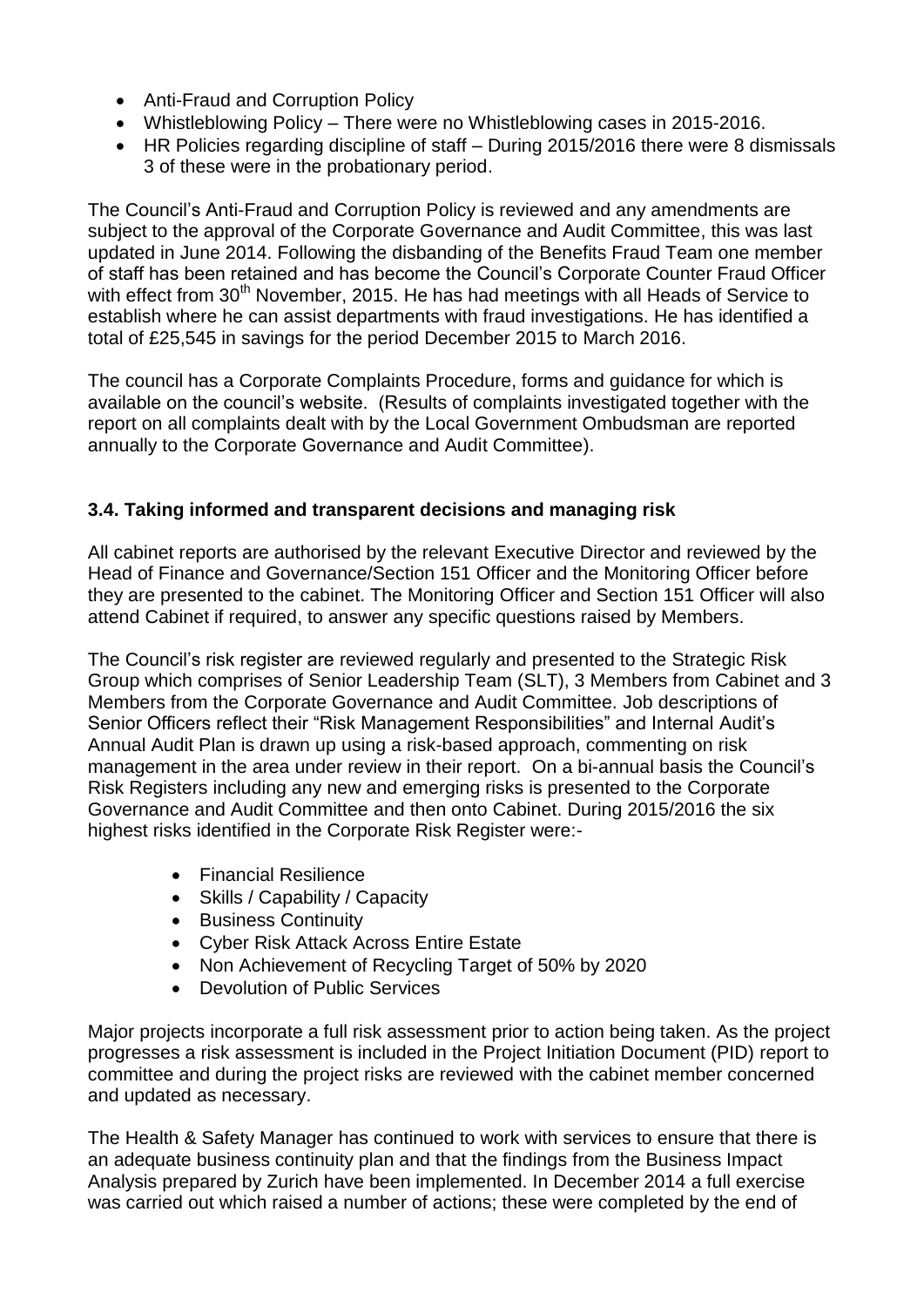- Anti-Fraud and Corruption Policy
- Whistleblowing Policy – There were no Whistleblowing cases in 2015-2016.
- HR Policies regarding discipline of staff – During 2015/2016 there were 8 dismissals 3 of these were in the probationary period.

The Council's Anti-Fraud and Corruption Policy is reviewed and any amendments are subject to the approval of the Corporate Governance and Audit Committee, this was last updated in June 2014. Following the disbanding of the Benefits Fraud Team one member of staff has been retained and has become the Council's Corporate Counter Fraud Officer with effect from 30th November, 2015. He has had meetings with all Heads of Service to establish where he can assist departments with fraud investigations. He has identified a total of £25,545 in savings for the period December 2015 to March 2016.

The council has a Corporate Complaints Procedure, forms and guidance for which is available on the council's website. (Results of complaints investigated together with the report on all complaints dealt with by the Local Government Ombudsman are reported annually to the Corporate Governance and Audit Committee).

### 3.4. Taking informed and transparent decisions and managing risk

All cabinet reports are authorised by the relevant Executive Director and reviewed by the Head of Finance and Governance/Section 151 Officer and the Monitoring Officer before they are presented to the cabinet. The Monitoring Officer and Section 151 Officer will also attend Cabinet if required, to answer any specific questions raised by Members.

The Council's risk register are reviewed regularly and presented to the Strategic Risk Group which comprises of Senior Leadership Team (SLT), 3 Members from Cabinet and 3 Members from the Corporate Governance and Audit Committee. Job descriptions of Senior Officers reflect their "Risk Management Responsibilities" and Internal Audit's Annual Audit Plan is drawn up using a risk-based approach, commenting on risk management in the area under review in their report. On a bi-annual basis the Council's Risk Registers including any new and emerging risks is presented to the Corporate Governance and Audit Committee and then onto Cabinet. During 2015/2016 the six highest risks identified in the Corporate Risk Register were:-

- Financial Resilience
- Skills / Capability / Capacity
- Business Continuity
- Cyber Risk Attack Across Entire Estate
- Non Achievement of Recycling Target of 50% by 2020
- Devolution of Public Services

Major projects incorporate a full risk assessment prior to action being taken. As the project progresses a risk assessment is included in the Project Initiation Document (PID) report to committee and during the project risks are reviewed with the cabinet member concerned and updated as necessary.

The Health & Safety Manager has continued to work with services to ensure that there is an adequate business continuity plan and that the findings from the Business Impact Analysis prepared by Zurich have been implemented. In December 2014 a full exercise was carried out which raised a number of actions; these were completed by the end of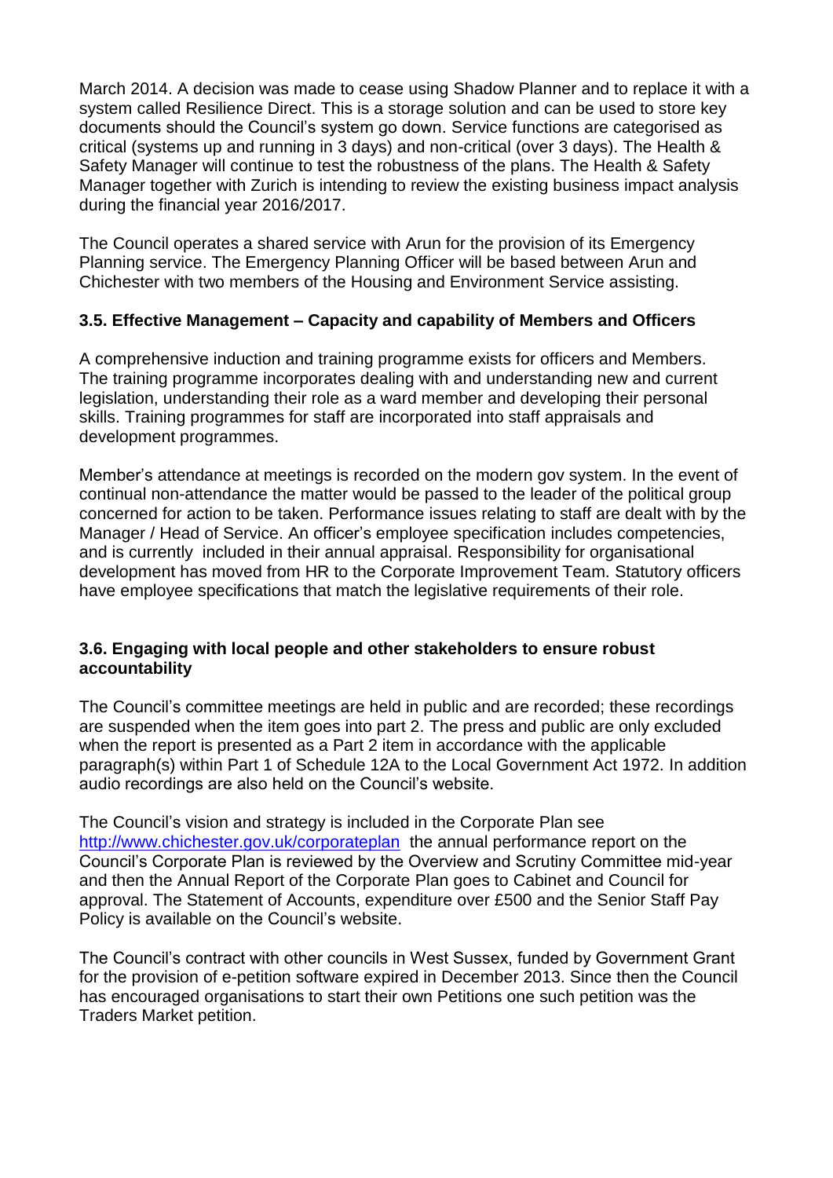March 2014. A decision was made to cease using Shadow Planner and to replace it with a system called Resilience Direct. This is a storage solution and can be used to store key documents should the Council's system go down. Service functions are categorised as critical (systems up and running in 3 days) and non-critical (over 3 days). The Health & Safety Manager will continue to test the robustness of the plans. The Health & Safety Manager together with Zurich is intending to review the existing business impact analysis during the financial year 2016/2017.

The Council operates a shared service with Arun for the provision of its Emergency Planning service. The Emergency Planning Officer will be based between Arun and Chichester with two members of the Housing and Environment Service assisting.

### 3.5. Effective Management – Capacity and capability of Members and Officers

A comprehensive induction and training programme exists for officers and Members. The training programme incorporates dealing with and understanding new and current legislation, understanding their role as a ward member and developing their personal skills. Training programmes for staff are incorporated into staff appraisals and development programmes.

Member's attendance at meetings is recorded on the modern gov system. In the event of continual non-attendance the matter would be passed to the leader of the political group concerned for action to be taken. Performance issues relating to staff are dealt with by the Manager / Head of Service. An officer's employee specification includes competencies, and is currently included in their annual appraisal. Responsibility for organisational development has moved from HR to the Corporate Improvement Team. Statutory officers have employee specifications that match the legislative requirements of their role.

### 3.6. Engaging with local people and other stakeholders to ensure robust accountability

The Council's committee meetings are held in public and are recorded; these recordings are suspended when the item goes into part 2. The press and public are only excluded when the report is presented as a Part 2 item in accordance with the applicable paragraph(s) within Part 1 of Schedule 12A to the Local Government Act 1972. In addition audio recordings are also held on the Council's website.

The Council's vision and strategy is included in the Corporate Plan see http://www.chichester.gov.uk/corporateplan the annual performance report on the Council's Corporate Plan is reviewed by the Overview and Scrutiny Committee mid-year and then the Annual Report of the Corporate Plan goes to Cabinet and Council for approval. The Statement of Accounts, expenditure over £500 and the Senior Staff Pay Policy is available on the Council's website.

The Council's contract with other councils in West Sussex, funded by Government Grant for the provision of e-petition software expired in December 2013. Since then the Council has encouraged organisations to start their own Petitions one such petition was the Traders Market petition.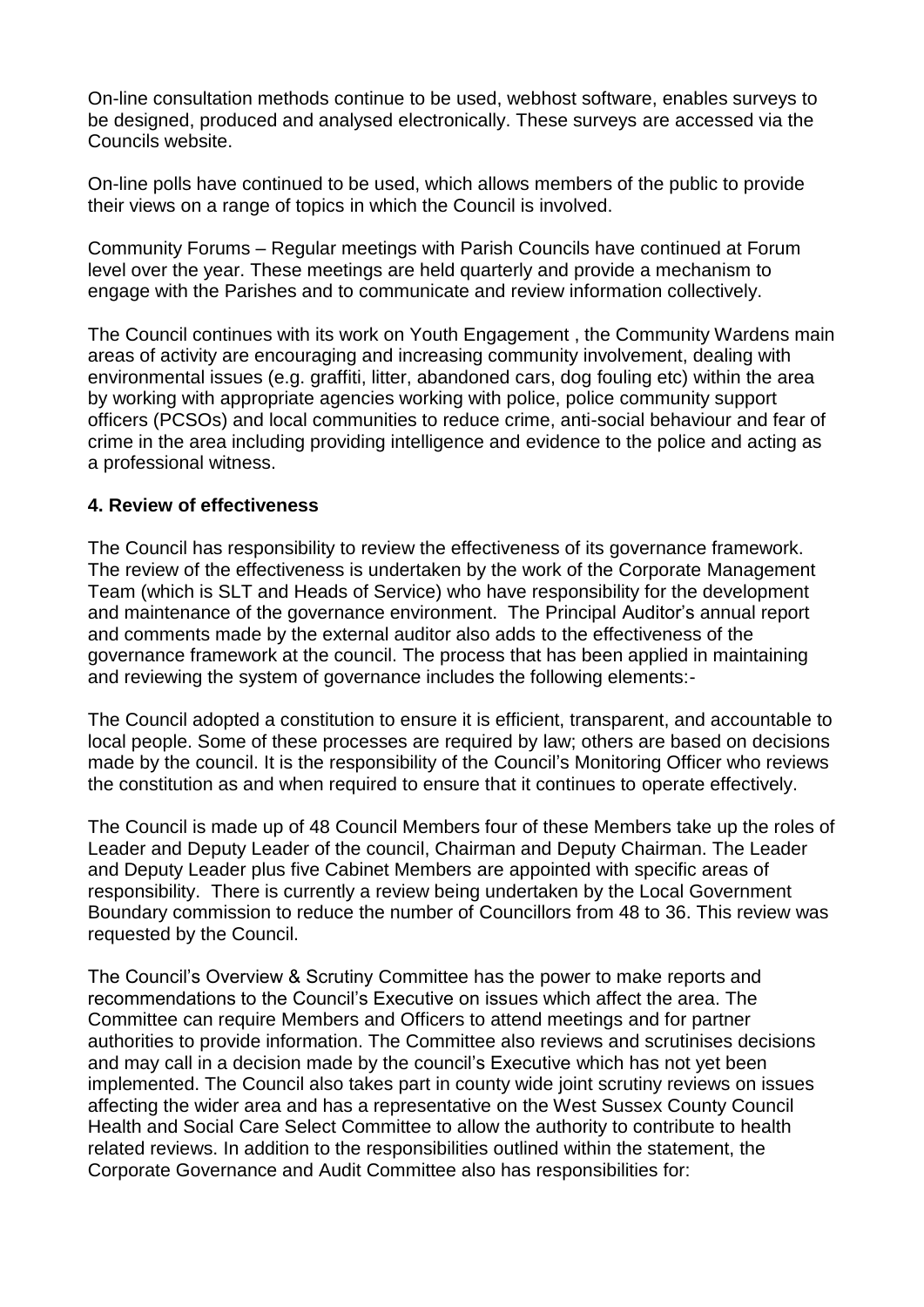On-line consultation methods continue to be used, webhost software, enables surveys to be designed, produced and analysed electronically. These surveys are accessed via the Councils website.

On-line polls have continued to be used, which allows members of the public to provide their views on a range of topics in which the Council is involved.

Community Forums – Regular meetings with Parish Councils have continued at Forum level over the year. These meetings are held quarterly and provide a mechanism to engage with the Parishes and to communicate and review information collectively.

The Council continues with its work on Youth Engagement , the Community Wardens main areas of activity are encouraging and increasing community involvement, dealing with environmental issues (e.g. graffiti, litter, abandoned cars, dog fouling etc) within the area by working with appropriate agencies working with police, police community support officers (PCSOs) and local communities to reduce crime, anti-social behaviour and fear of crime in the area including providing intelligence and evidence to the police and acting as a professional witness.

## 4. Review of effectiveness

The Council has responsibility to review the effectiveness of its governance framework. The review of the effectiveness is undertaken by the work of the Corporate Management Team (which is SLT and Heads of Service) who have responsibility for the development and maintenance of the governance environment. The Principal Auditor's annual report and comments made by the external auditor also adds to the effectiveness of the governance framework at the council. The process that has been applied in maintaining and reviewing the system of governance includes the following elements:-

The Council adopted a constitution to ensure it is efficient, transparent, and accountable to local people. Some of these processes are required by law; others are based on decisions made by the council. It is the responsibility of the Council's Monitoring Officer who reviews the constitution as and when required to ensure that it continues to operate effectively.

The Council is made up of 48 Council Members four of these Members take up the roles of Leader and Deputy Leader of the council, Chairman and Deputy Chairman. The Leader and Deputy Leader plus five Cabinet Members are appointed with specific areas of responsibility. There is currently a review being undertaken by the Local Government Boundary commission to reduce the number of Councillors from 48 to 36. This review was requested by the Council.

The Council's Overview & Scrutiny Committee has the power to make reports and recommendations to the Council's Executive on issues which affect the area. The Committee can require Members and Officers to attend meetings and for partner authorities to provide information. The Committee also reviews and scrutinises decisions and may call in a decision made by the council's Executive which has not yet been implemented. The Council also takes part in county wide joint scrutiny reviews on issues affecting the wider area and has a representative on the West Sussex County Council Health and Social Care Select Committee to allow the authority to contribute to health related reviews. In addition to the responsibilities outlined within the statement, the Corporate Governance and Audit Committee also has responsibilities for: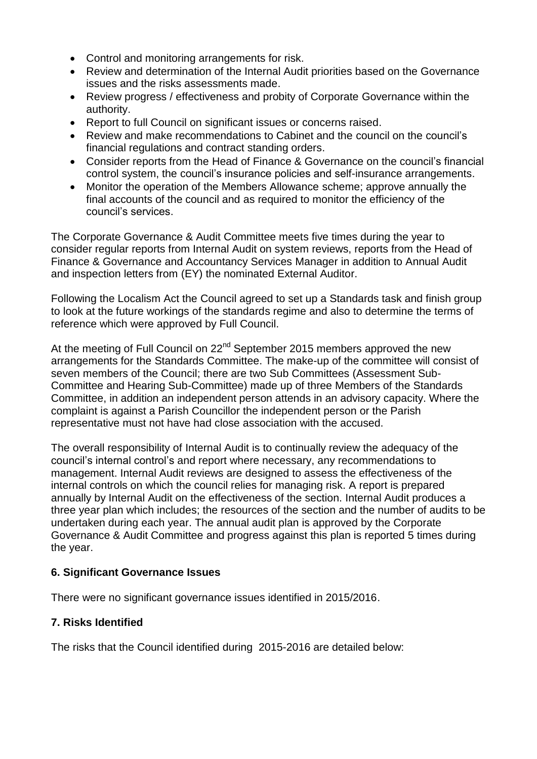- Control and monitoring arrangements for risk.
- Review and determination of the Internal Audit priorities based on the Governance issues and the risks assessments made.
- Review progress / effectiveness and probity of Corporate Governance within the authority.
- Report to full Council on significant issues or concerns raised.
- Review and make recommendations to Cabinet and the council on the council's financial regulations and contract standing orders.
- Consider reports from the Head of Finance & Governance on the council's financial control system, the council's insurance policies and self-insurance arrangements.
- Monitor the operation of the Members Allowance scheme; approve annually the final accounts of the council and as required to monitor the efficiency of the council's services.

The Corporate Governance & Audit Committee meets five times during the year to consider regular reports from Internal Audit on system reviews, reports from the Head of Finance & Governance and Accountancy Services Manager in addition to Annual Audit and inspection letters from (EY) the nominated External Auditor.

Following the Localism Act the Council agreed to set up a Standards task and finish group to look at the future workings of the standards regime and also to determine the terms of reference which were approved by Full Council.

At the meeting of Full Council on 22nd September 2015 members approved the new arrangements for the Standards Committee. The make-up of the committee will consist of seven members of the Council; there are two Sub Committees (Assessment Sub-Committee and Hearing Sub-Committee) made up of three Members of the Standards Committee, in addition an independent person attends in an advisory capacity. Where the complaint is against a Parish Councillor the independent person or the Parish representative must not have had close association with the accused.

The overall responsibility of Internal Audit is to continually review the adequacy of the council's internal control's and report where necessary, any recommendations to management. Internal Audit reviews are designed to assess the effectiveness of the internal controls on which the council relies for managing risk. A report is prepared annually by Internal Audit on the effectiveness of the section. Internal Audit produces a three year plan which includes; the resources of the section and the number of audits to be undertaken during each year. The annual audit plan is approved by the Corporate Governance & Audit Committee and progress against this plan is reported 5 times during the year.

**6. Significant Governance Issues**

There were no significant governance issues identified in 2015/2016.

**7. Risks Identified**

The risks that the Council identified during 2015-2016 are detailed below: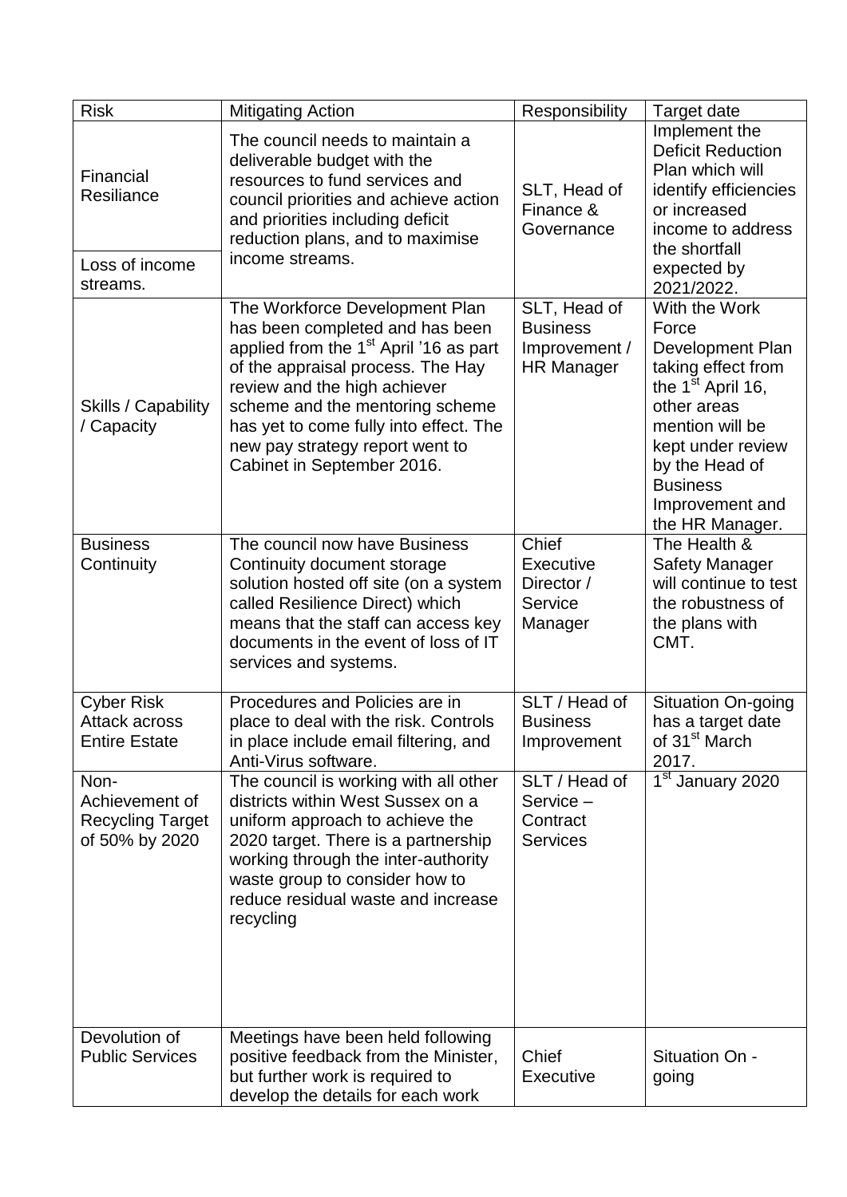| Risk | Mitigating Action | Responsibility | Target date |
|---|---|---|---|
| Financial Resiliance<br><br>Loss of income streams. | The council needs to maintain a deliverable budget with the resources to fund services and council priorities and achieve action and priorities including deficit reduction plans, and to maximise income streams. | SLT, Head of Finance & Governance | Implement the Deficit Reduction Plan which will identify efficiencies or increased income to address the shortfall expected by 2021/2022. |
| Skills / Capability / Capacity | The Workforce Development Plan has been completed and has been applied from the 1st April '16 as part of the appraisal process. The Hay review and the high achiever scheme and the mentoring scheme has yet to come fully into effect. The new pay strategy report went to Cabinet in September 2016. | SLT, Head of Business Improvement / HR Manager | With the Work Force Development Plan taking effect from the 1st April 16, other areas mention will be kept under review by the Head of Business Improvement and the HR Manager. |
| Business Continuity | The council now have Business Continuity document storage solution hosted off site (on a system called Resilience Direct) which means that the staff can access key documents in the event of loss of IT services and systems. | Chief Executive Director / Service Manager | The Health & Safety Manager will continue to test the robustness of the plans with CMT. |
| Cyber Risk Attack across Entire Estate | Procedures and Policies are in place to deal with the risk. Controls in place include email filtering, and Anti-Virus software. | SLT / Head of Business Improvement | Situation On-going has a target date of 31st March 2017. |
| Non-Achievement of Recycling Target of 50% by 2020 | The council is working with all other districts within West Sussex on a uniform approach to achieve the 2020 target. There is a partnership working through the inter-authority waste group to consider how to reduce residual waste and increase recycling | SLT / Head of Service – Contract Services | 1st January 2020 |
| Devolution of Public Services | Meetings have been held following positive feedback from the Minister, but further work is required to develop the details for each work | Chief Executive | Situation On - going |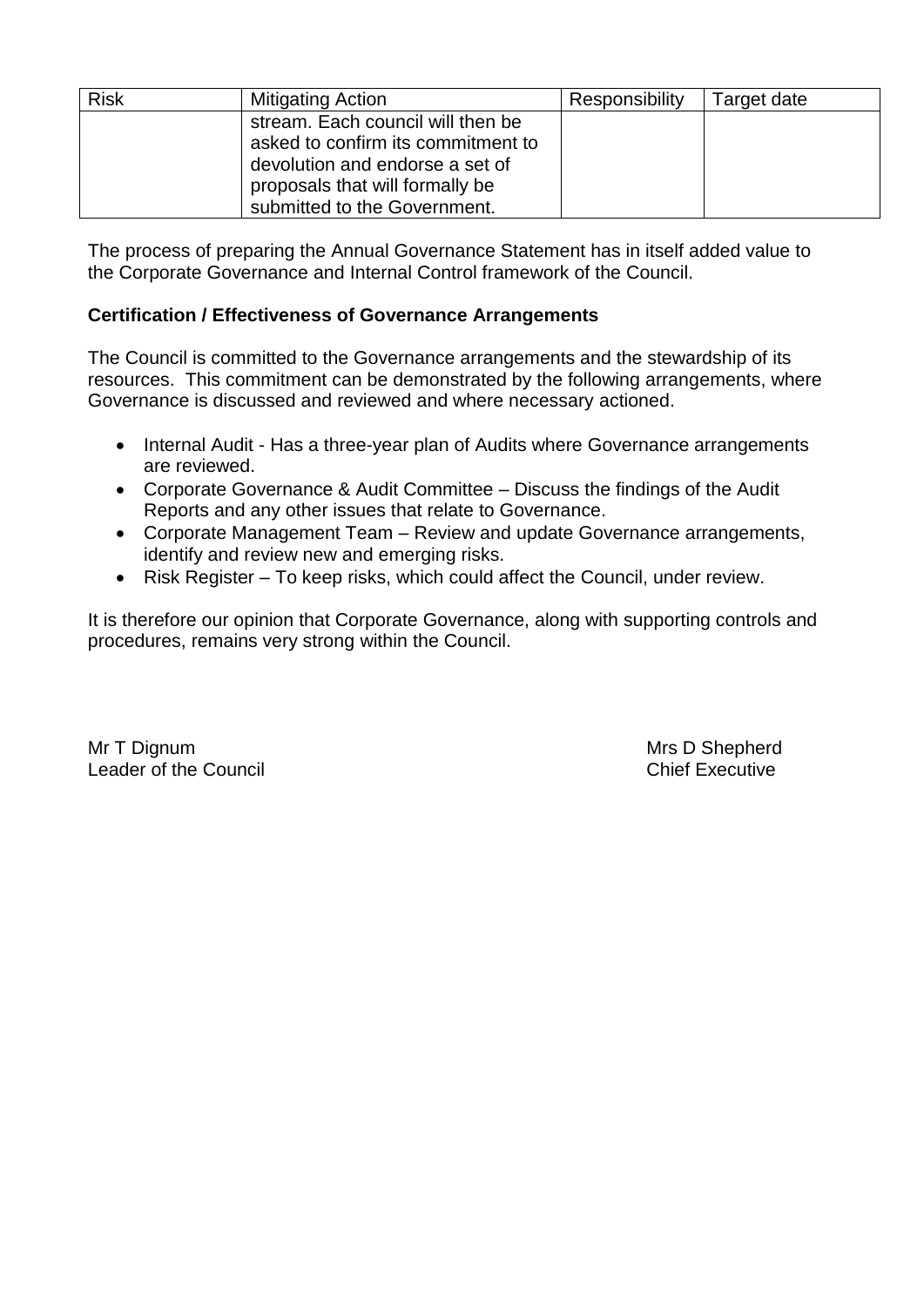| Risk | Mitigating Action | Responsibility | Target date |
|---|---|---|---|
| | stream. Each council will then be asked to confirm its commitment to devolution and endorse a set of proposals that will formally be submitted to the Government. | | |

The process of preparing the Annual Governance Statement has in itself added value to the Corporate Governance and Internal Control framework of the Council.

**Certification / Effectiveness of Governance Arrangements**

The Council is committed to the Governance arrangements and the stewardship of its resources. This commitment can be demonstrated by the following arrangements, where Governance is discussed and reviewed and where necessary actioned.

- Internal Audit - Has a three-year plan of Audits where Governance arrangements are reviewed.
- Corporate Governance & Audit Committee – Discuss the findings of the Audit Reports and any other issues that relate to Governance.
- Corporate Management Team – Review and update Governance arrangements, identify and review new and emerging risks.
- Risk Register – To keep risks, which could affect the Council, under review.

It is therefore our opinion that Corporate Governance, along with supporting controls and procedures, remains very strong within the Council.

Mr T Dignum
Leader of the Council

Mrs D Shepherd
Chief Executive